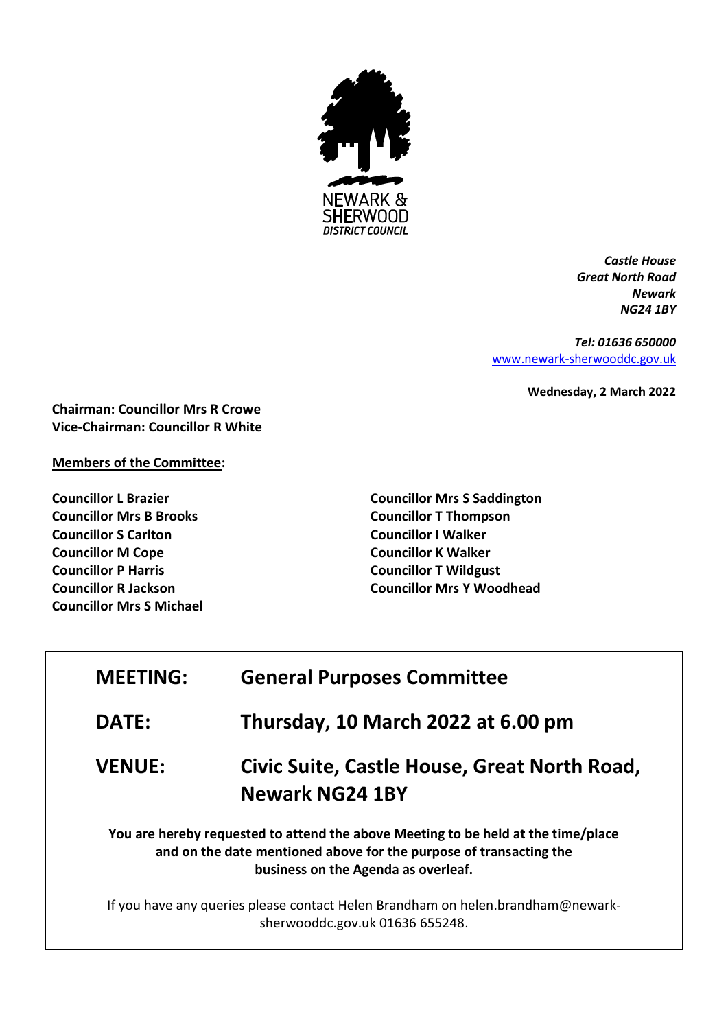NEWARK & SHERWOOD
DISTRICT COUNCIL

*Castle House*
*Great North Road*
*Newark*
*NG24 1BY*

*Tel: 01636 650000*
[www.newark-sherwooddc.gov.uk](http://www.newark-sherwooddc.gov.uk)

**Wednesday, 2 March 2022**

**Chairman: Councillor Mrs R Crowe**
**Vice-Chairman: Councillor R White**

**Members of the Committee:**

**Councillor L Brazier**
**Councillor Mrs B Brooks**
**Councillor S Carlton**
**Councillor M Cope**
**Councillor P Harris**
**Councillor R Jackson**
**Councillor Mrs S Michael**
**Councillor Mrs S Saddington**
**Councillor T Thompson**
**Councillor I Walker**
**Councillor K Walker**
**Councillor T Wildgust**
**Councillor Mrs Y Woodhead**

| | |
|---|---|
| **MEETING:** | **General Purposes Committee** |
| **DATE:** | **Thursday, 10 March 2022 at 6.00 pm** |
| **VENUE:** | **Civic Suite, Castle House, Great North Road, Newark NG24 1BY** |

**You are hereby requested to attend the above Meeting to be held at the time/place and on the date mentioned above for the purpose of transacting the business on the Agenda as overleaf.**

If you have any queries please contact Helen Brandham on helen.brandham@newark-sherwooddc.gov.uk 01636 655248.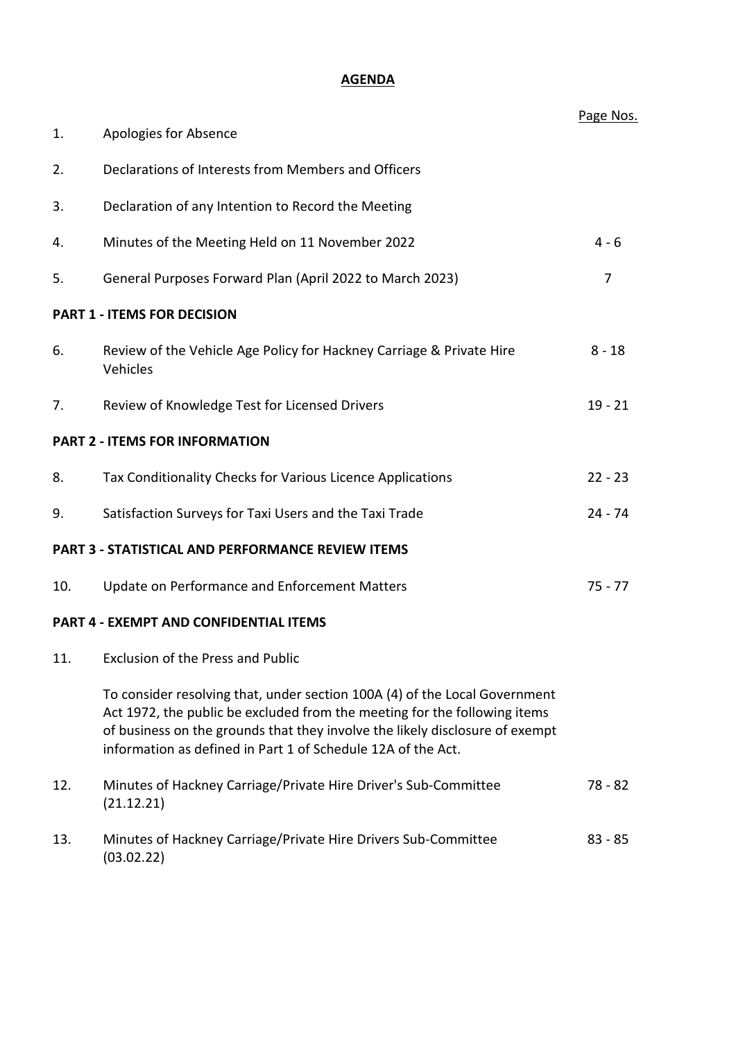# AGENDA

| | | Page Nos. |
|---|---|---|
| 1. | Apologies for Absence | |
| 2. | Declarations of Interests from Members and Officers | |
| 3. | Declaration of any Intention to Record the Meeting | |
| 4. | Minutes of the Meeting Held on 11 November 2022 | 4 - 6 |
| 5. | General Purposes Forward Plan (April 2022 to March 2023) | 7 |
| | **PART 1 - ITEMS FOR DECISION** | |
| 6. | Review of the Vehicle Age Policy for Hackney Carriage & Private Hire Vehicles | 8 - 18 |
| 7. | Review of Knowledge Test for Licensed Drivers | 19 - 21 |
| | **PART 2 - ITEMS FOR INFORMATION** | |
| 8. | Tax Conditionality Checks for Various Licence Applications | 22 - 23 |
| 9. | Satisfaction Surveys for Taxi Users and the Taxi Trade | 24 - 74 |
| | **PART 3 - STATISTICAL AND PERFORMANCE REVIEW ITEMS** | |
| 10. | Update on Performance and Enforcement Matters | 75 - 77 |
| | **PART 4 - EXEMPT AND CONFIDENTIAL ITEMS** | |
| 11. | Exclusion of the Press and Public<br><br>To consider resolving that, under section 100A (4) of the Local Government Act 1972, the public be excluded from the meeting for the following items of business on the grounds that they involve the likely disclosure of exempt information as defined in Part 1 of Schedule 12A of the Act. | |
| 12. | Minutes of Hackney Carriage/Private Hire Driver's Sub-Committee (21.12.21) | 78 - 82 |
| 13. | Minutes of Hackney Carriage/Private Hire Drivers Sub-Committee (03.02.22) | 83 - 85 |